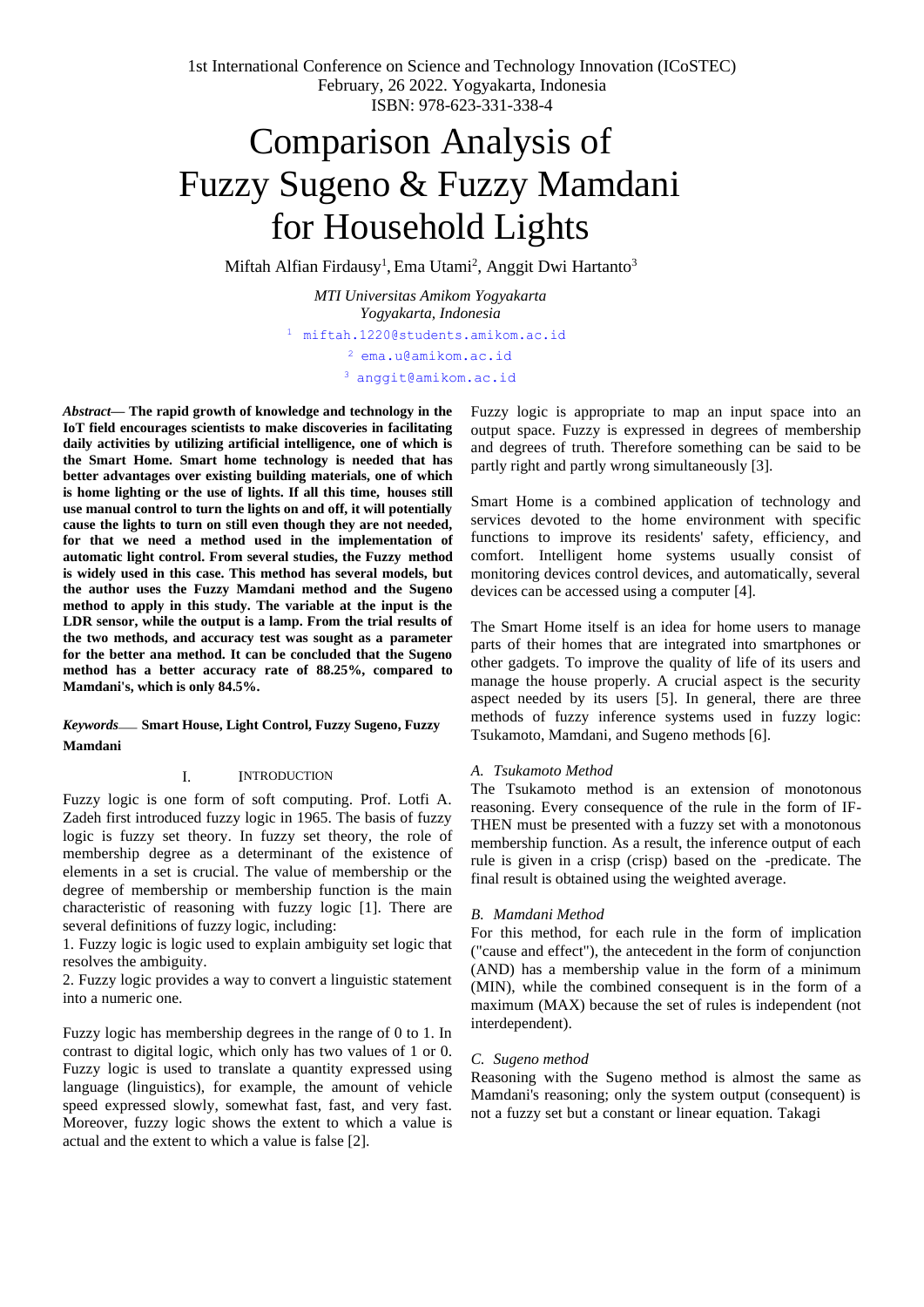# Comparison Analysis of Fuzzy Sugeno & Fuzzy Mamdani for Household Lights

Miftah Alfian Firdausy[1], Ema Utami[2], Anggit Dwi Hartanto[3]

*MTI Universitas Amikom Yogyakarta*
*Yogyakarta, Indonesia*

[1] miftah.1220@students.amikom.ac.id
[2] ema.u@amikom.ac.id
[3] anggit@amikom.ac.id

***Abstract*— The rapid growth of knowledge and technology in the IoT field encourages scientists to make discoveries in facilitating daily activities by utilizing artificial intelligence, one of which is the Smart Home. Smart home technology is needed that has better advantages over existing building materials, one of which is home lighting or the use of lights. If all this time, houses still use manual control to turn the lights on and off, it will potentially cause the lights to turn on still even though they are not needed, for that we need a method used in the implementation of automatic light control. From several studies, the Fuzzy method is widely used in this case. This method has several models, but the author uses the Fuzzy Mamdani method and the Sugeno method to apply in this study. The variable at the input is the LDR sensor, while the output is a lamp. From the trial results of the two methods, and accuracy test was sought as a parameter for the better ana method. It can be concluded that the Sugeno method has a better accuracy rate of 88.25%, compared to Mamdani's, which is only 84.5%.**

***Keywords*— Smart House, Light Control, Fuzzy Sugeno, Fuzzy Mamdani**

## I. INTRODUCTION

Fuzzy logic is one form of soft computing. Prof. Lotfi A. Zadeh first introduced fuzzy logic in 1965. The basis of fuzzy logic is fuzzy set theory. In fuzzy set theory, the role of membership degree as a determinant of the existence of elements in a set is crucial. The value of membership or the degree of membership or membership function is the main characteristic of reasoning with fuzzy logic [1]. There are several definitions of fuzzy logic, including:

1. Fuzzy logic is logic used to explain ambiguity set logic that resolves the ambiguity.
2. Fuzzy logic provides a way to convert a linguistic statement into a numeric one.

Fuzzy logic has membership degrees in the range of 0 to 1. In contrast to digital logic, which only has two values of 1 or 0. Fuzzy logic is used to translate a quantity expressed using language (linguistics), for example, the amount of vehicle speed expressed slowly, somewhat fast, fast, and very fast. Moreover, fuzzy logic shows the extent to which a value is actual and the extent to which a value is false [2].

Fuzzy logic is appropriate to map an input space into an output space. Fuzzy is expressed in degrees of membership and degrees of truth. Therefore something can be said to be partly right and partly wrong simultaneously [3].

Smart Home is a combined application of technology and services devoted to the home environment with specific functions to improve its residents' safety, efficiency, and comfort. Intelligent home systems usually consist of monitoring devices control devices, and automatically, several devices can be accessed using a computer [4].

The Smart Home itself is an idea for home users to manage parts of their homes that are integrated into smartphones or other gadgets. To improve the quality of life of its users and manage the house properly. A crucial aspect is the security aspect needed by its users [5]. In general, there are three methods of fuzzy inference systems used in fuzzy logic: Tsukamoto, Mamdani, and Sugeno methods [6].

### *A. Tsukamoto Method*

The Tsukamoto method is an extension of monotonous reasoning. Every consequence of the rule in the form of IF-THEN must be presented with a fuzzy set with a monotonous membership function. As a result, the inference output of each rule is given in a crisp (crisp) based on the -predicate. The final result is obtained using the weighted average.

### *B. Mamdani Method*

For this method, for each rule in the form of implication ("cause and effect"), the antecedent in the form of conjunction (AND) has a membership value in the form of a minimum (MIN), while the combined consequent is in the form of a maximum (MAX) because the set of rules is independent (not interdependent).

### *C. Sugeno method*

Reasoning with the Sugeno method is almost the same as Mamdani's reasoning; only the system output (consequent) is not a fuzzy set but a constant or linear equation. Takagi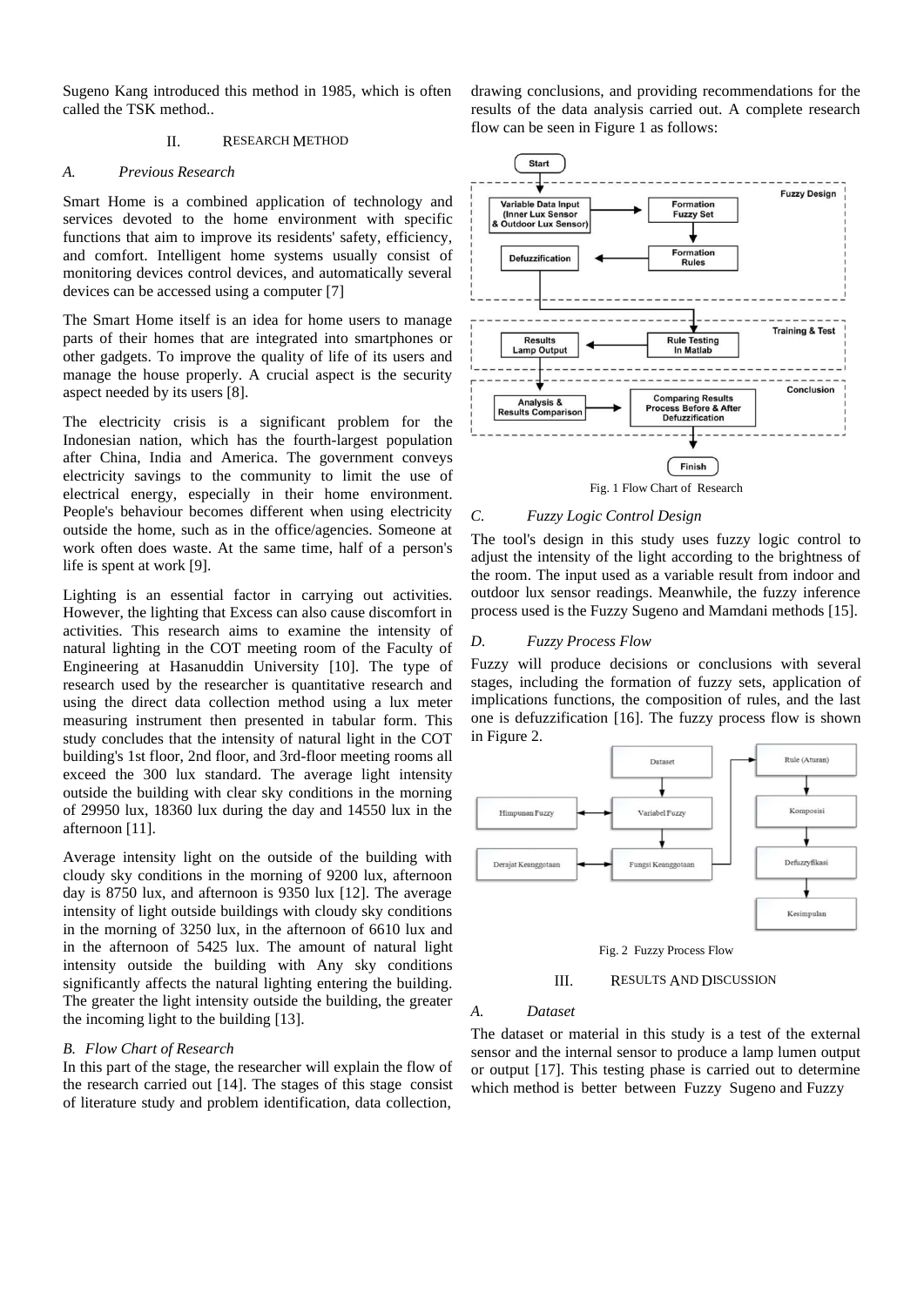Sugeno Kang introduced this method in 1985, which is often called the TSK method..

## II. RESEARCH METHOD

### *A. Previous Research*

Smart Home is a combined application of technology and services devoted to the home environment with specific functions that aim to improve its residents' safety, efficiency, and comfort. Intelligent home systems usually consist of monitoring devices control devices, and automatically several devices can be accessed using a computer [7]

The Smart Home itself is an idea for home users to manage parts of their homes that are integrated into smartphones or other gadgets. To improve the quality of life of its users and manage the house properly. A crucial aspect is the security aspect needed by its users [8].

The electricity crisis is a significant problem for the Indonesian nation, which has the fourth-largest population after China, India and America. The government conveys electricity savings to the community to limit the use of electrical energy, especially in their home environment. People's behaviour becomes different when using electricity outside the home, such as in the office/agencies. Someone at work often does waste. At the same time, half of a person's life is spent at work [9].

Lighting is an essential factor in carrying out activities. However, the lighting that Excess can also cause discomfort in activities. This research aims to examine the intensity of natural lighting in the COT meeting room of the Faculty of Engineering at Hasanuddin University [10]. The type of research used by the researcher is quantitative research and using the direct data collection method using a lux meter measuring instrument then presented in tabular form. This study concludes that the intensity of natural light in the COT building's 1st floor, 2nd floor, and 3rd-floor meeting rooms all exceed the 300 lux standard. The average light intensity outside the building with clear sky conditions in the morning of 29950 lux, 18360 lux during the day and 14550 lux in the afternoon [11].

Average intensity light on the outside of the building with cloudy sky conditions in the morning of 9200 lux, afternoon day is 8750 lux, and afternoon is 9350 lux [12]. The average intensity of light outside buildings with cloudy sky conditions in the morning of 3250 lux, in the afternoon of 6610 lux and in the afternoon of 5425 lux. The amount of natural light intensity outside the building with Any sky conditions significantly affects the natural lighting entering the building. The greater the light intensity outside the building, the greater the incoming light to the building [13].

### *B. Flow Chart of Research*

In this part of the stage, the researcher will explain the flow of the research carried out [14]. The stages of this stage consist of literature study and problem identification, data collection, drawing conclusions, and providing recommendations for the results of the data analysis carried out. A complete research flow can be seen in Figure 1 as follows:

Fig. 1 Flow Chart of Research

### *C. Fuzzy Logic Control Design*

The tool's design in this study uses fuzzy logic control to adjust the intensity of the light according to the brightness of the room. The input used as a variable result from indoor and outdoor lux sensor readings. Meanwhile, the fuzzy inference process used is the Fuzzy Sugeno and Mamdani methods [15].

### *D. Fuzzy Process Flow*

Fuzzy will produce decisions or conclusions with several stages, including the formation of fuzzy sets, application of implications functions, the composition of rules, and the last one is defuzzification [16]. The fuzzy process flow is shown in Figure 2.

Fig. 2 Fuzzy Process Flow

## III. RESULTS AND DISCUSSION

### *A. Dataset*

The dataset or material in this study is a test of the external sensor and the internal sensor to produce a lamp lumen output or output [17]. This testing phase is carried out to determine which method is better between Fuzzy Sugeno and Fuzzy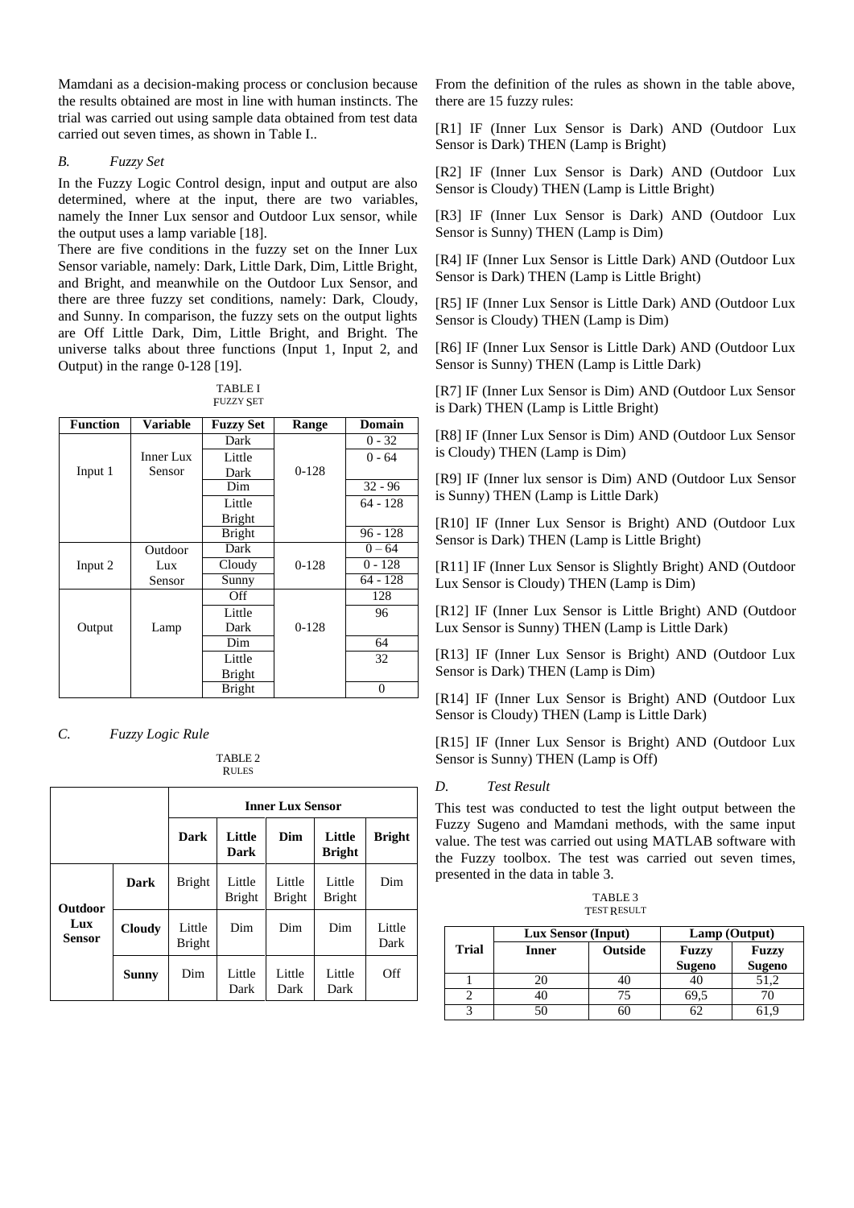Mamdani as a decision-making process or conclusion because the results obtained are most in line with human instincts. The trial was carried out using sample data obtained from test data carried out seven times, as shown in Table I..

### B. Fuzzy Set

In the Fuzzy Logic Control design, input and output are also determined, where at the input, there are two variables, namely the Inner Lux sensor and Outdoor Lux sensor, while the output uses a lamp variable [18].

There are five conditions in the fuzzy set on the Inner Lux Sensor variable, namely: Dark, Little Dark, Dim, Little Bright, and Bright, and meanwhile on the Outdoor Lux Sensor, and there are three fuzzy set conditions, namely: Dark, Cloudy, and Sunny. In comparison, the fuzzy sets on the output lights are Off Little Dark, Dim, Little Bright, and Bright. The universe talks about three functions (Input 1, Input 2, and Output) in the range 0-128 [19].

TABLE I
FUZZY SET

| Function | Variable | Fuzzy Set | Range | Domain |
|---|---|---|---|---|
| Input 1 | Inner Lux Sensor | Dark | 0-128 | 0 - 32 |
| | | Little Dark | | 0 - 64 |
| | | Dim | | 32 - 96 |
| | | Little Bright | | 64 - 128 |
| | | Bright | | 96 - 128 |
| Input 2 | Outdoor Lux Sensor | Dark | 0-128 | 0 – 64 |
| | | Cloudy | | 0 - 128 |
| | | Sunny | | 64 - 128 |
| Output | Lamp | Off | 0-128 | 128 |
| | | Little Dark | | 96 |
| | | Dim | | 64 |
| | | Little Bright | | 32 |
| | | Bright | | 0 |

### C. Fuzzy Logic Rule

TABLE 2
RULES

| | | Inner Lux Sensor | | | | |
|---|---|---|---|---|---|---|
| | | **Dark** | **Little Dark** | **Dim** | **Little Bright** | **Bright** |
| **Outdoor Lux Sensor** | **Dark** | Bright | Little Bright | Little Bright | Little Bright | Dim |
| | **Cloudy** | Little Bright | Dim | Dim | Dim | Little Dark |
| | **Sunny** | Dim | Little Dark | Little Dark | Little Dark | Off |

From the definition of the rules as shown in the table above, there are 15 fuzzy rules:

[R1] IF (Inner Lux Sensor is Dark) AND (Outdoor Lux Sensor is Dark) THEN (Lamp is Bright)

[R2] IF (Inner Lux Sensor is Dark) AND (Outdoor Lux Sensor is Cloudy) THEN (Lamp is Little Bright)

[R3] IF (Inner Lux Sensor is Dark) AND (Outdoor Lux Sensor is Sunny) THEN (Lamp is Dim)

[R4] IF (Inner Lux Sensor is Little Dark) AND (Outdoor Lux Sensor is Dark) THEN (Lamp is Little Bright)

[R5] IF (Inner Lux Sensor is Little Dark) AND (Outdoor Lux Sensor is Cloudy) THEN (Lamp is Dim)

[R6] IF (Inner Lux Sensor is Little Dark) AND (Outdoor Lux Sensor is Sunny) THEN (Lamp is Little Dark)

[R7] IF (Inner Lux Sensor is Dim) AND (Outdoor Lux Sensor is Dark) THEN (Lamp is Little Bright)

[R8] IF (Inner Lux Sensor is Dim) AND (Outdoor Lux Sensor is Cloudy) THEN (Lamp is Dim)

[R9] IF (Inner lux sensor is Dim) AND (Outdoor Lux Sensor is Sunny) THEN (Lamp is Little Dark)

[R10] IF (Inner Lux Sensor is Bright) AND (Outdoor Lux Sensor is Dark) THEN (Lamp is Little Bright)

[R11] IF (Inner Lux Sensor is Slightly Bright) AND (Outdoor Lux Sensor is Cloudy) THEN (Lamp is Dim)

[R12] IF (Inner Lux Sensor is Little Bright) AND (Outdoor Lux Sensor is Sunny) THEN (Lamp is Little Dark)

[R13] IF (Inner Lux Sensor is Bright) AND (Outdoor Lux Sensor is Dark) THEN (Lamp is Dim)

[R14] IF (Inner Lux Sensor is Bright) AND (Outdoor Lux Sensor is Cloudy) THEN (Lamp is Little Dark)

[R15] IF (Inner Lux Sensor is Bright) AND (Outdoor Lux Sensor is Sunny) THEN (Lamp is Off)

### D. Test Result

This test was conducted to test the light output between the Fuzzy Sugeno and Mamdani methods, with the same input value. The test was carried out using MATLAB software with the Fuzzy toolbox. The test was carried out seven times, presented in the data in table 3.

TABLE 3
TEST RESULT

| Trial | Lux Sensor (Input) | | Lamp (Output) | |
|---|---|---|---|---|
| | **Inner** | **Outside** | **Fuzzy Sugeno** | **Fuzzy Sugeno** |
| 1 | 20 | 40 | 40 | 51,2 |
| 2 | 40 | 75 | 69,5 | 70 |
| 3 | 50 | 60 | 62 | 61,9 |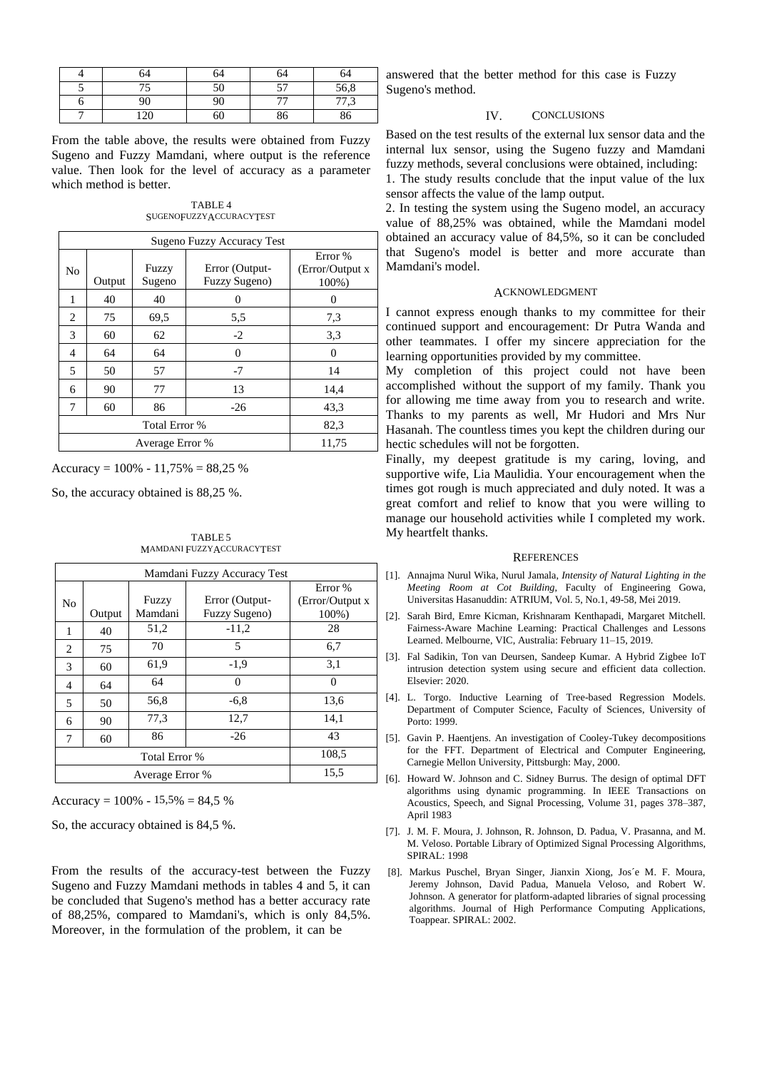| 4 | 64 | 64 | 64 | 64 |
|---|---|---|---|---|
| 5 | 75 | 50 | 57 | 56,8 |
| 6 | 90 | 90 | 77 | 77,3 |
| 7 | 120 | 60 | 86 | 86 |

From the table above, the results were obtained from Fuzzy Sugeno and Fuzzy Mamdani, where output is the reference value. Then look for the level of accuracy as a parameter which method is better.

TABLE 4
SUGENO FUZZY ACCURACY TEST

| Sugeno Fuzzy Accuracy Test | | | | |
|---|---|---|---|---|
| No | Output | Fuzzy Sugeno | Error (Output-Fuzzy Sugeno) | Error % (Error/Output x 100%) |
| 1 | 40 | 40 | 0 | 0 |
| 2 | 75 | 69,5 | 5,5 | 7,3 |
| 3 | 60 | 62 | -2 | 3,3 |
| 4 | 64 | 64 | 0 | 0 |
| 5 | 50 | 57 | -7 | 14 |
| 6 | 90 | 77 | 13 | 14,4 |
| 7 | 60 | 86 | -26 | 43,3 |
| Total Error % | | | | 82,3 |
| Average Error % | | | | 11,75 |

Accuracy = 100% - 11,75% = 88,25 %

So, the accuracy obtained is 88,25 %.

TABLE 5
MAMDANI FUZZY ACCURACY TEST

| Mamdani Fuzzy Accuracy Test | | | | |
|---|---|---|---|---|
| No | Output | Fuzzy Mamdani | Error (Output-Fuzzy Sugeno) | Error % (Error/Output x 100%) |
| 1 | 40 | 51,2 | -11,2 | 28 |
| 2 | 75 | 70 | 5 | 6,7 |
| 3 | 60 | 61,9 | -1,9 | 3,1 |
| 4 | 64 | 64 | 0 | 0 |
| 5 | 50 | 56,8 | -6,8 | 13,6 |
| 6 | 90 | 77,3 | 12,7 | 14,1 |
| 7 | 60 | 86 | -26 | 43 |
| Total Error % | | | | 108,5 |
| Average Error % | | | | 15,5 |

Accuracy = 100% - 15,5% = 84,5 %

So, the accuracy obtained is 84,5 %.

From the results of the accuracy-test between the Fuzzy Sugeno and Fuzzy Mamdani methods in tables 4 and 5, it can be concluded that Sugeno's method has a better accuracy rate of 88,25%, compared to Mamdani's, which is only 84,5%. Moreover, in the formulation of the problem, it can be answered that the better method for this case is Fuzzy Sugeno's method.

## IV. CONCLUSIONS

Based on the test results of the external lux sensor data and the internal lux sensor, using the Sugeno fuzzy and Mamdani fuzzy methods, several conclusions were obtained, including:

1. The study results conclude that the input value of the lux sensor affects the value of the lamp output.
2. In testing the system using the Sugeno model, an accuracy value of 88,25% was obtained, while the Mamdani model obtained an accuracy value of 84,5%, so it can be concluded that Sugeno's model is better and more accurate than Mamdani's model.

## ACKNOWLEDGMENT

I cannot express enough thanks to my committee for their continued support and encouragement: Dr Putra Wanda and other teammates. I offer my sincere appreciation for the learning opportunities provided by my committee.

My completion of this project could not have been accomplished without the support of my family. Thank you for allowing me time away from you to research and write. Thanks to my parents as well, Mr Hudori and Mrs Nur Hasanah. The countless times you kept the children during our hectic schedules will not be forgotten.

Finally, my deepest gratitude is my caring, loving, and supportive wife, Lia Maulidia. Your encouragement when the times got rough is much appreciated and duly noted. It was a great comfort and relief to know that you were willing to manage our household activities while I completed my work. My heartfelt thanks.

## REFERENCES

[1]. Annajma Nurul Wika, Nurul Jamala, *Intensity of Natural Lighting in the Meeting Room at Cot Building*, Faculty of Engineering Gowa, Universitas Hasanuddin: ATRIUM, Vol. 5, No.1, 49-58, Mei 2019.

[2]. Sarah Bird, Emre Kicman, Krishnaram Kenthapadi, Margaret Mitchell. Fairness-Aware Machine Learning: Practical Challenges and Lessons Learned. Melbourne, VIC, Australia: February 11–15, 2019.

[3]. Fal Sadikin, Ton van Deursen, Sandeep Kumar. A Hybrid Zigbee IoT intrusion detection system using secure and efficient data collection. Elsevier: 2020.

[4]. L. Torgo. Inductive Learning of Tree-based Regression Models. Department of Computer Science, Faculty of Sciences, University of Porto: 1999.

[5]. Gavin P. Haentjens. An investigation of Cooley-Tukey decompositions for the FFT. Department of Electrical and Computer Engineering, Carnegie Mellon University, Pittsburgh: May, 2000.

[6]. Howard W. Johnson and C. Sidney Burrus. The design of optimal DFT algorithms using dynamic programming. In IEEE Transactions on Acoustics, Speech, and Signal Processing, Volume 31, pages 378–387, April 1983

[7]. J. M. F. Moura, J. Johnson, R. Johnson, D. Padua, V. Prasanna, and M. M. Veloso. Portable Library of Optimized Signal Processing Algorithms, SPIRAL: 1998

[8]. Markus Puschel, Bryan Singer, Jianxin Xiong, Jos´e M. F. Moura, Jeremy Johnson, David Padua, Manuela Veloso, and Robert W. Johnson. A generator for platform-adapted libraries of signal processing algorithms. Journal of High Performance Computing Applications, Toappear. SPIRAL: 2002.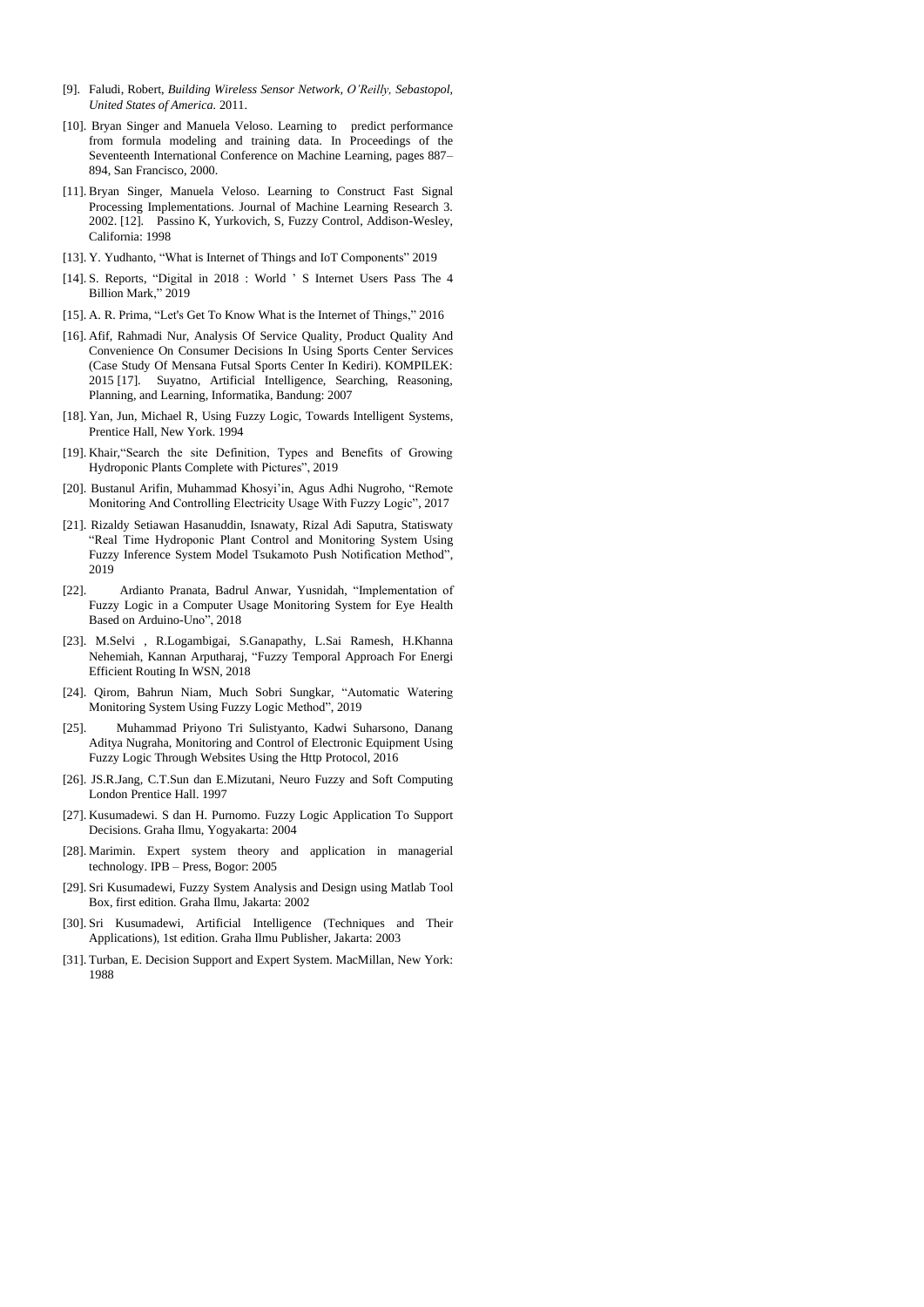[9]. Faludi, Robert, *Building Wireless Sensor Network, O'Reilly, Sebastopol, United States of America.* 2011.

[10]. Bryan Singer and Manuela Veloso. Learning to predict performance from formula modeling and training data. In Proceedings of the Seventeenth International Conference on Machine Learning, pages 887–894, San Francisco, 2000.

[11]. Bryan Singer, Manuela Veloso. Learning to Construct Fast Signal Processing Implementations. Journal of Machine Learning Research 3. 2002. [12]. Passino K, Yurkovich, S, Fuzzy Control, Addison-Wesley, California: 1998

[13]. Y. Yudhanto, "What is Internet of Things and IoT Components" 2019

[14]. S. Reports, "Digital in 2018 : World ' S Internet Users Pass The 4 Billion Mark," 2019

[15]. A. R. Prima, "Let's Get To Know What is the Internet of Things," 2016

[16]. Afif, Rahmadi Nur, Analysis Of Service Quality, Product Quality And Convenience On Consumer Decisions In Using Sports Center Services (Case Study Of Mensana Futsal Sports Center In Kediri). KOMPILEK: 2015 [17]. Suyatno, Artificial Intelligence, Searching, Reasoning, Planning, and Learning, Informatika, Bandung: 2007

[18]. Yan, Jun, Michael R, Using Fuzzy Logic, Towards Intelligent Systems, Prentice Hall, New York. 1994

[19]. Khair,"Search the site Definition, Types and Benefits of Growing Hydroponic Plants Complete with Pictures", 2019

[20]. Bustanul Arifin, Muhammad Khosyi'in, Agus Adhi Nugroho, "Remote Monitoring And Controlling Electricity Usage With Fuzzy Logic", 2017

[21]. Rizaldy Setiawan Hasanuddin, Isnawaty, Rizal Adi Saputra, Statiswaty "Real Time Hydroponic Plant Control and Monitoring System Using Fuzzy Inference System Model Tsukamoto Push Notification Method", 2019

[22]. Ardianto Pranata, Badrul Anwar, Yusnidah, "Implementation of Fuzzy Logic in a Computer Usage Monitoring System for Eye Health Based on Arduino-Uno", 2018

[23]. M.Selvi , R.Logambigai, S.Ganapathy, L.Sai Ramesh, H.Khanna Nehemiah, Kannan Arputharaj, "Fuzzy Temporal Approach For Energi Efficient Routing In WSN, 2018

[24]. Qirom, Bahrun Niam, Much Sobri Sungkar, "Automatic Watering Monitoring System Using Fuzzy Logic Method", 2019

[25]. Muhammad Priyono Tri Sulistyanto, Kadwi Suharsono, Danang Aditya Nugraha, Monitoring and Control of Electronic Equipment Using Fuzzy Logic Through Websites Using the Http Protocol, 2016

[26]. JS.R.Jang, C.T.Sun dan E.Mizutani, Neuro Fuzzy and Soft Computing London Prentice Hall. 1997

[27]. Kusumadewi. S dan H. Purnomo. Fuzzy Logic Application To Support Decisions. Graha Ilmu, Yogyakarta: 2004

[28]. Marimin. Expert system theory and application in managerial technology. IPB – Press, Bogor: 2005

[29]. Sri Kusumadewi, Fuzzy System Analysis and Design using Matlab Tool Box, first edition. Graha Ilmu, Jakarta: 2002

[30]. Sri Kusumadewi, Artificial Intelligence (Techniques and Their Applications), 1st edition. Graha Ilmu Publisher, Jakarta: 2003

[31]. Turban, E. Decision Support and Expert System. MacMillan, New York: 1988